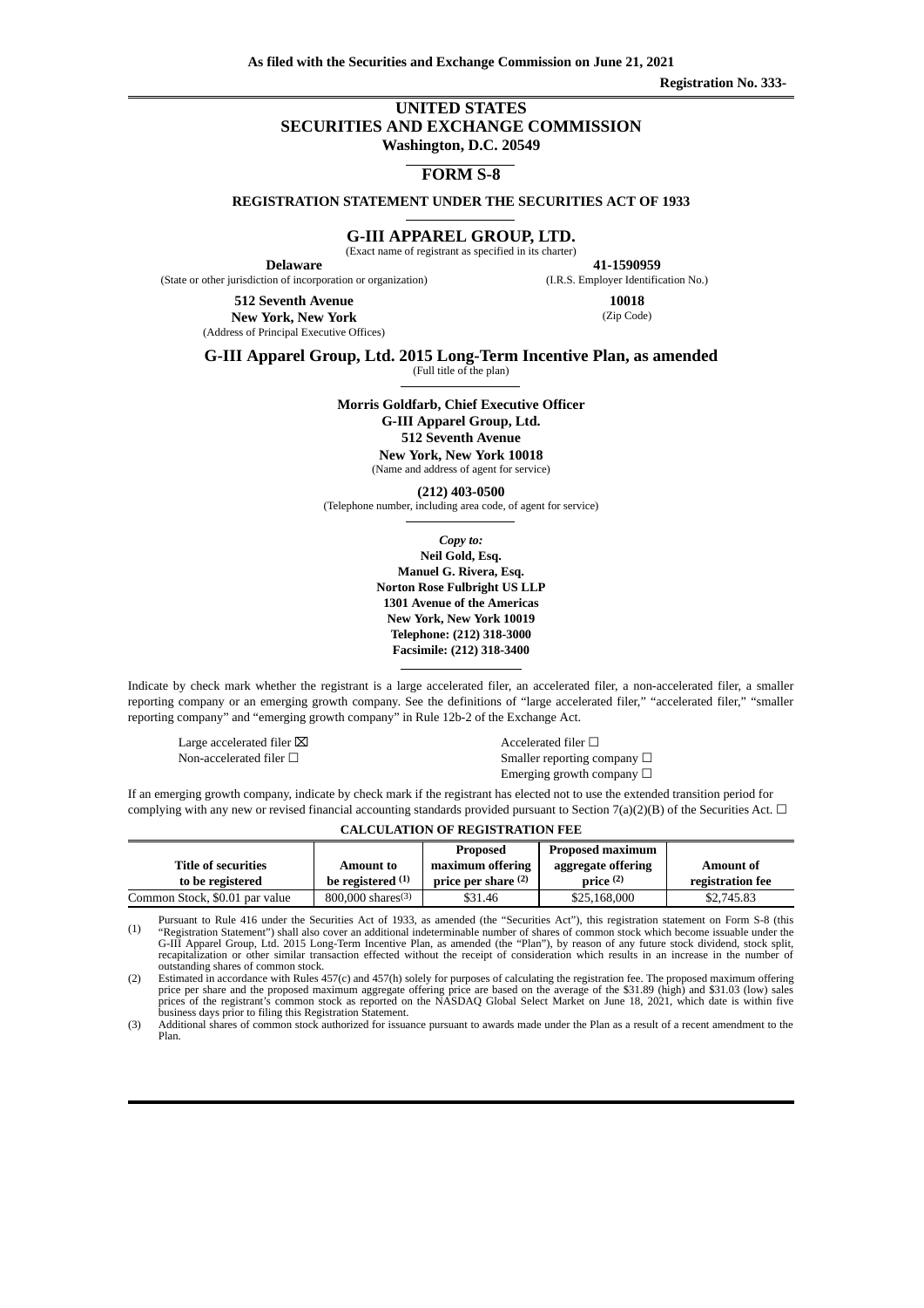As filed with the Securities and Exchange Commission on June 21, 2021

**Registration No. 333-**

# UNITED STATES
# SECURITIES AND EXCHANGE COMMISSION
**Washington, D.C. 20549**

## FORM S-8

**REGISTRATION STATEMENT UNDER THE SECURITIES ACT OF 1933**

## G-III APPAREL GROUP, LTD.
(Exact name of registrant as specified in its charter)

**Delaware**
(State or other jurisdiction of incorporation or organization)

**41-1590959**
(I.R.S. Employer Identification No.)

**512 Seventh Avenue**
**New York, New York**
(Address of Principal Executive Offices)

**10018**
(Zip Code)

**G-III Apparel Group, Ltd. 2015 Long-Term Incentive Plan, as amended**
(Full title of the plan)

**Morris Goldfarb, Chief Executive Officer**
**G-III Apparel Group, Ltd.**
**512 Seventh Avenue**
**New York, New York 10018**
(Name and address of agent for service)

**(212) 403-0500**
(Telephone number, including area code, of agent for service)

***Copy to:***
**Neil Gold, Esq.**
**Manuel G. Rivera, Esq.**
**Norton Rose Fulbright US LLP**
**1301 Avenue of the Americas**
**New York, New York 10019**
**Telephone: (212) 318-3000**
**Facsimile: (212) 318-3400**

Indicate by check mark whether the registrant is a large accelerated filer, an accelerated filer, a non-accelerated filer, a smaller reporting company or an emerging growth company. See the definitions of "large accelerated filer," "accelerated filer," "smaller reporting company" and "emerging growth company" in Rule 12b-2 of the Exchange Act.

Large accelerated filer ☒
Accelerated filer ☐
Non-accelerated filer ☐
Smaller reporting company ☐
Emerging growth company ☐

If an emerging growth company, indicate by check mark if the registrant has elected not to use the extended transition period for complying with any new or revised financial accounting standards provided pursuant to Section 7(a)(2)(B) of the Securities Act. ☐

**CALCULATION OF REGISTRATION FEE**

| Title of securities to be registered | Amount to be registered (1) | Proposed maximum offering price per share (2) | Proposed maximum aggregate offering price (2) | Amount of registration fee |
|---|---|---|---|---|
| Common Stock, $0.01 par value | 800,000 shares(3) | $31.46 | $25,168,000 | $2,745.83 |

(1) Pursuant to Rule 416 under the Securities Act of 1933, as amended (the "Securities Act"), this registration statement on Form S-8 (this "Registration Statement") shall also cover an additional indeterminable number of shares of common stock which become issuable under the G-III Apparel Group, Ltd. 2015 Long-Term Incentive Plan, as amended (the "Plan"), by reason of any future stock dividend, stock split, recapitalization or other similar transaction effected without the receipt of consideration which results in an increase in the number of outstanding shares of common stock.

(2) Estimated in accordance with Rules 457(c) and 457(h) solely for purposes of calculating the registration fee. The proposed maximum offering price per share and the proposed maximum aggregate offering price are based on the average of the $31.89 (high) and $31.03 (low) sales prices of the registrant's common stock as reported on the NASDAQ Global Select Market on June 18, 2021, which date is within five business days prior to filing this Registration Statement.

(3) Additional shares of common stock authorized for issuance pursuant to awards made under the Plan as a result of a recent amendment to the Plan.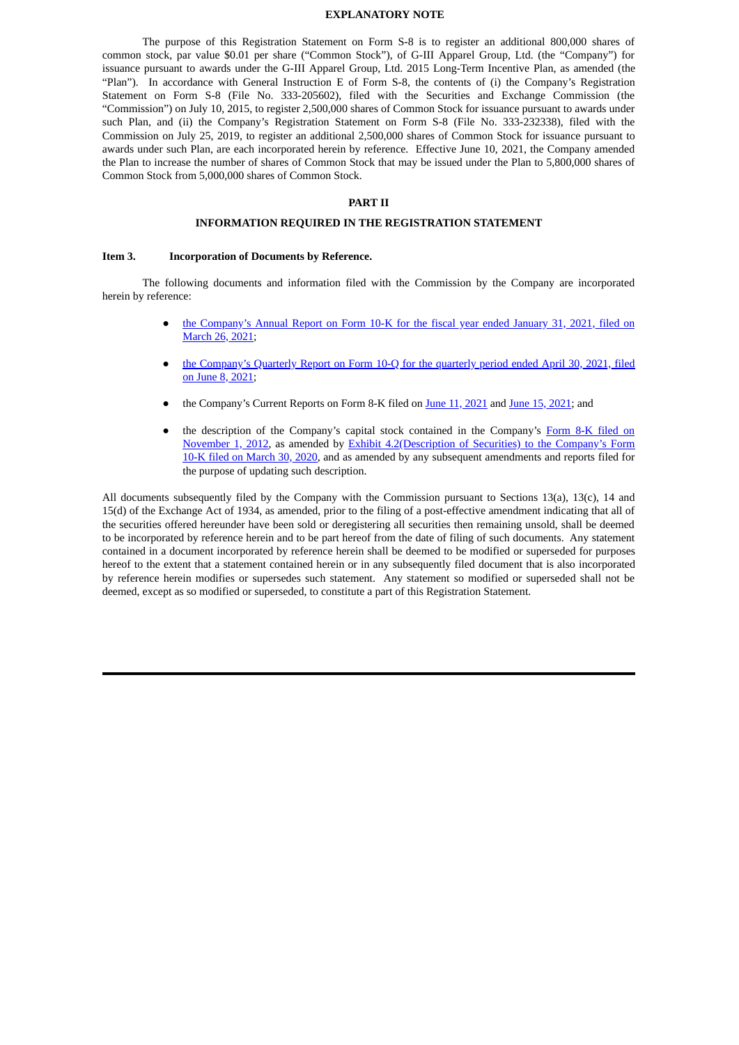## EXPLANATORY NOTE

The purpose of this Registration Statement on Form S-8 is to register an additional 800,000 shares of common stock, par value $0.01 per share ("Common Stock"), of G-III Apparel Group, Ltd. (the "Company") for issuance pursuant to awards under the G-III Apparel Group, Ltd. 2015 Long-Term Incentive Plan, as amended (the "Plan"). In accordance with General Instruction E of Form S-8, the contents of (i) the Company's Registration Statement on Form S-8 (File No. 333-205602), filed with the Securities and Exchange Commission (the "Commission") on July 10, 2015, to register 2,500,000 shares of Common Stock for issuance pursuant to awards under such Plan, and (ii) the Company's Registration Statement on Form S-8 (File No. 333-232338), filed with the Commission on July 25, 2019, to register an additional 2,500,000 shares of Common Stock for issuance pursuant to awards under such Plan, are each incorporated herein by reference. Effective June 10, 2021, the Company amended the Plan to increase the number of shares of Common Stock that may be issued under the Plan to 5,800,000 shares of Common Stock from 5,000,000 shares of Common Stock.

## PART II

## INFORMATION REQUIRED IN THE REGISTRATION STATEMENT

### Item 3. Incorporation of Documents by Reference.

The following documents and information filed with the Commission by the Company are incorporated herein by reference:

- the Company's Annual Report on Form 10-K for the fiscal year ended January 31, 2021, filed on March 26, 2021;
- the Company's Quarterly Report on Form 10-Q for the quarterly period ended April 30, 2021, filed on June 8, 2021;
- the Company's Current Reports on Form 8-K filed on June 11, 2021 and June 15, 2021; and
- the description of the Company's capital stock contained in the Company's Form 8-K filed on November 1, 2012, as amended by Exhibit 4.2(Description of Securities) to the Company's Form 10-K filed on March 30, 2020, and as amended by any subsequent amendments and reports filed for the purpose of updating such description.

All documents subsequently filed by the Company with the Commission pursuant to Sections 13(a), 13(c), 14 and 15(d) of the Exchange Act of 1934, as amended, prior to the filing of a post-effective amendment indicating that all of the securities offered hereunder have been sold or deregistering all securities then remaining unsold, shall be deemed to be incorporated by reference herein and to be part hereof from the date of filing of such documents. Any statement contained in a document incorporated by reference herein shall be deemed to be modified or superseded for purposes hereof to the extent that a statement contained herein or in any subsequently filed document that is also incorporated by reference herein modifies or supersedes such statement. Any statement so modified or superseded shall not be deemed, except as so modified or superseded, to constitute a part of this Registration Statement.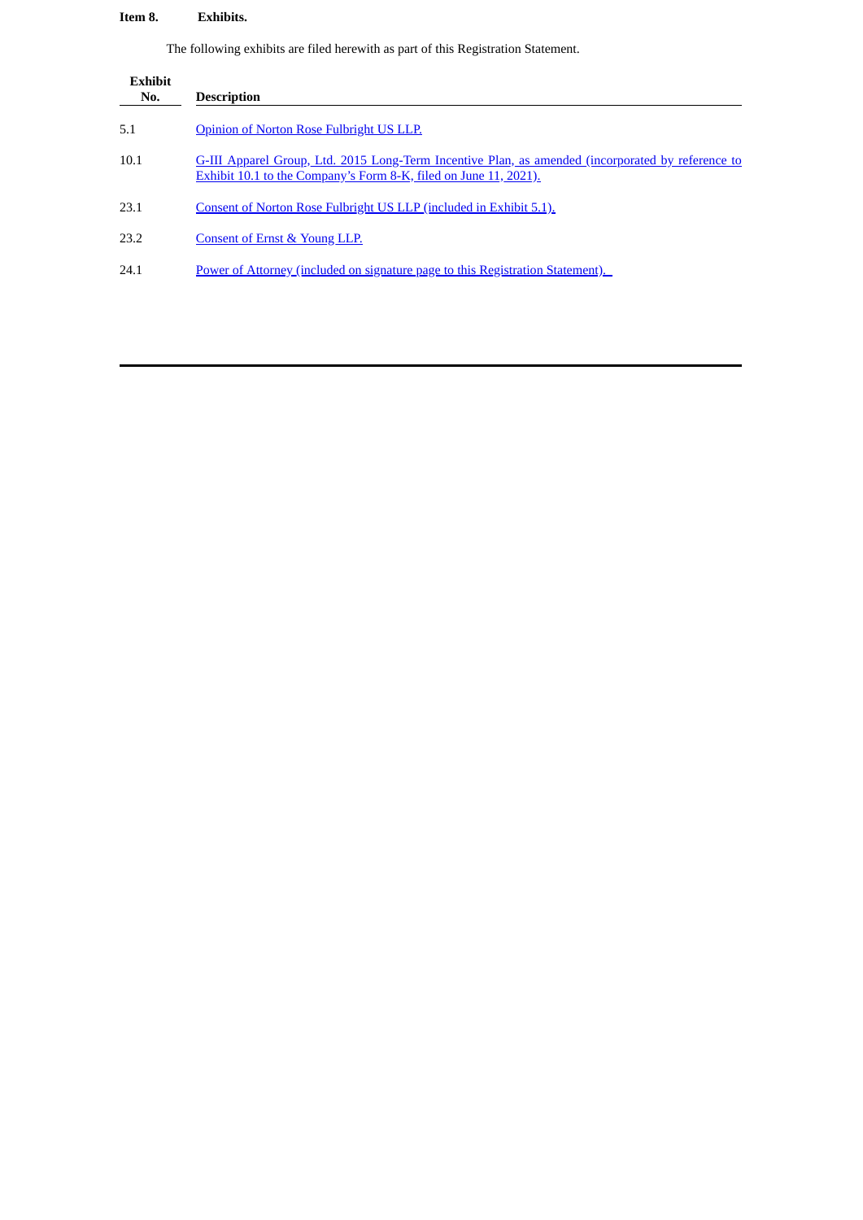**Item 8. Exhibits.**

The following exhibits are filed herewith as part of this Registration Statement.

| Exhibit No. | Description |
|---|---|
| 5.1 | Opinion of Norton Rose Fulbright US LLP. |
| 10.1 | G-III Apparel Group, Ltd. 2015 Long-Term Incentive Plan, as amended (incorporated by reference to Exhibit 10.1 to the Company's Form 8-K, filed on June 11, 2021). |
| 23.1 | Consent of Norton Rose Fulbright US LLP (included in Exhibit 5.1). |
| 23.2 | Consent of Ernst & Young LLP. |
| 24.1 | Power of Attorney (included on signature page to this Registration Statement). |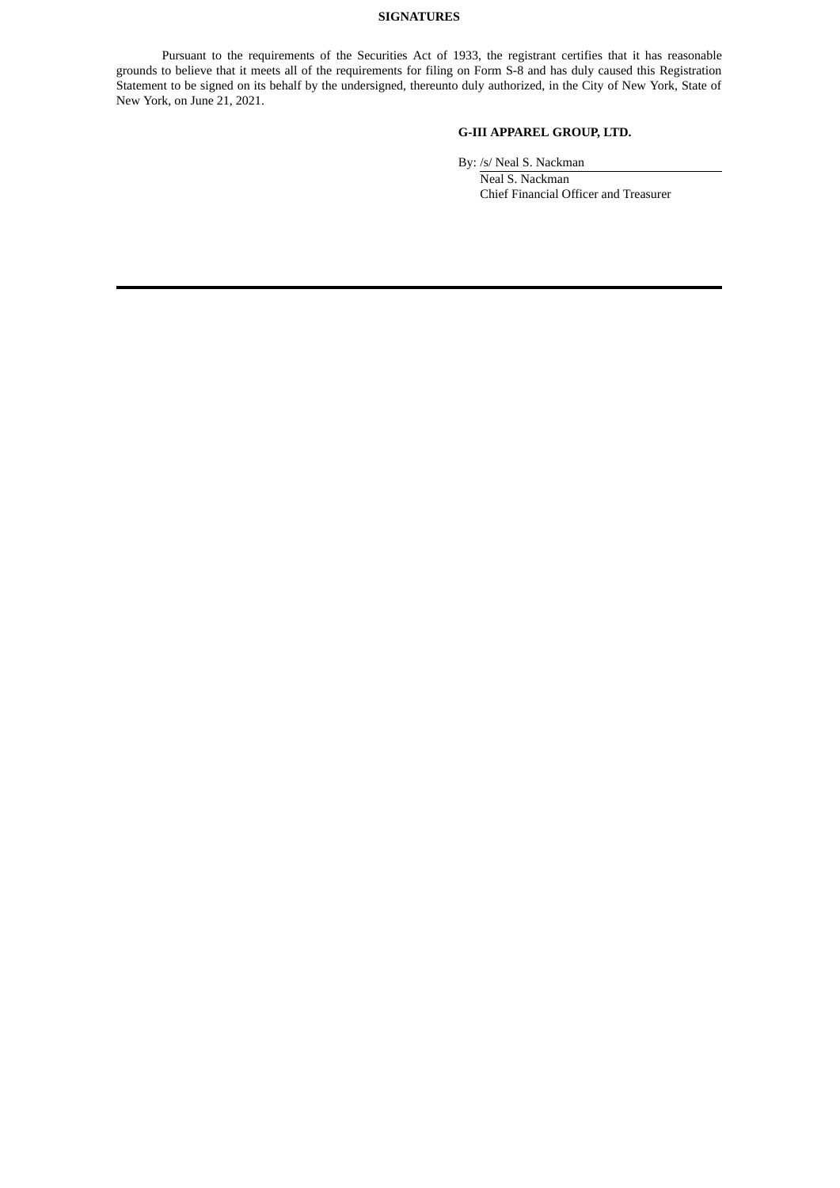## SIGNATURES

Pursuant to the requirements of the Securities Act of 1933, the registrant certifies that it has reasonable grounds to believe that it meets all of the requirements for filing on Form S-8 and has duly caused this Registration Statement to be signed on its behalf by the undersigned, thereunto duly authorized, in the City of New York, State of New York, on June 21, 2021.

**G-III APPAREL GROUP, LTD.**

By: /s/ Neal S. Nackman

Neal S. Nackman
Chief Financial Officer and Treasurer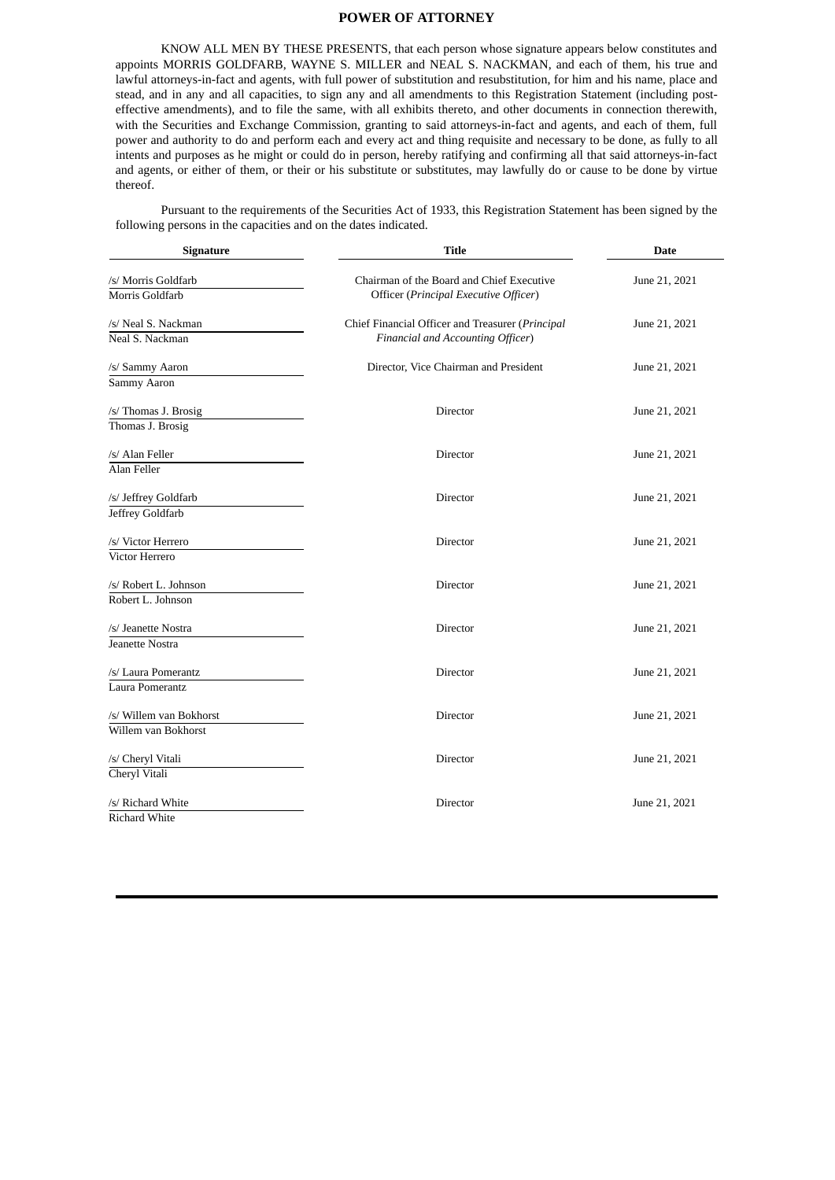## POWER OF ATTORNEY

KNOW ALL MEN BY THESE PRESENTS, that each person whose signature appears below constitutes and appoints MORRIS GOLDFARB, WAYNE S. MILLER and NEAL S. NACKMAN, and each of them, his true and lawful attorneys-in-fact and agents, with full power of substitution and resubstitution, for him and his name, place and stead, and in any and all capacities, to sign any and all amendments to this Registration Statement (including post-effective amendments), and to file the same, with all exhibits thereto, and other documents in connection therewith, with the Securities and Exchange Commission, granting to said attorneys-in-fact and agents, and each of them, full power and authority to do and perform each and every act and thing requisite and necessary to be done, as fully to all intents and purposes as he might or could do in person, hereby ratifying and confirming all that said attorneys-in-fact and agents, or either of them, or their or his substitute or substitutes, may lawfully do or cause to be done by virtue thereof.

Pursuant to the requirements of the Securities Act of 1933, this Registration Statement has been signed by the following persons in the capacities and on the dates indicated.

| Signature | Title | Date |
|---|---|---|
| /s/ Morris Goldfarb<br>Morris Goldfarb | Chairman of the Board and Chief Executive Officer (*Principal Executive Officer*) | June 21, 2021 |
| /s/ Neal S. Nackman<br>Neal S. Nackman | Chief Financial Officer and Treasurer (*Principal Financial and Accounting Officer*) | June 21, 2021 |
| /s/ Sammy Aaron<br>Sammy Aaron | Director, Vice Chairman and President | June 21, 2021 |
| /s/ Thomas J. Brosig<br>Thomas J. Brosig | Director | June 21, 2021 |
| /s/ Alan Feller<br>Alan Feller | Director | June 21, 2021 |
| /s/ Jeffrey Goldfarb<br>Jeffrey Goldfarb | Director | June 21, 2021 |
| /s/ Victor Herrero<br>Victor Herrero | Director | June 21, 2021 |
| /s/ Robert L. Johnson<br>Robert L. Johnson | Director | June 21, 2021 |
| /s/ Jeanette Nostra<br>Jeanette Nostra | Director | June 21, 2021 |
| /s/ Laura Pomerantz<br>Laura Pomerantz | Director | June 21, 2021 |
| /s/ Willem van Bokhorst<br>Willem van Bokhorst | Director | June 21, 2021 |
| /s/ Cheryl Vitali<br>Cheryl Vitali | Director | June 21, 2021 |
| /s/ Richard White<br>Richard White | Director | June 21, 2021 |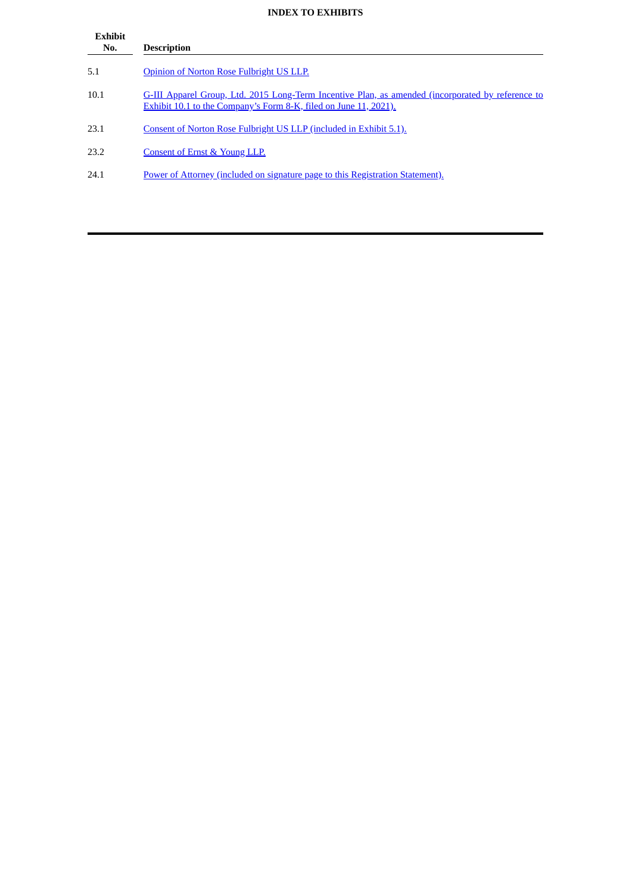**INDEX TO EXHIBITS**

| Exhibit No. | Description |
|---|---|
| 5.1 | Opinion of Norton Rose Fulbright US LLP. |
| 10.1 | G-III Apparel Group, Ltd. 2015 Long-Term Incentive Plan, as amended (incorporated by reference to Exhibit 10.1 to the Company's Form 8-K, filed on June 11, 2021). |
| 23.1 | Consent of Norton Rose Fulbright US LLP (included in Exhibit 5.1). |
| 23.2 | Consent of Ernst & Young LLP. |
| 24.1 | Power of Attorney (included on signature page to this Registration Statement). |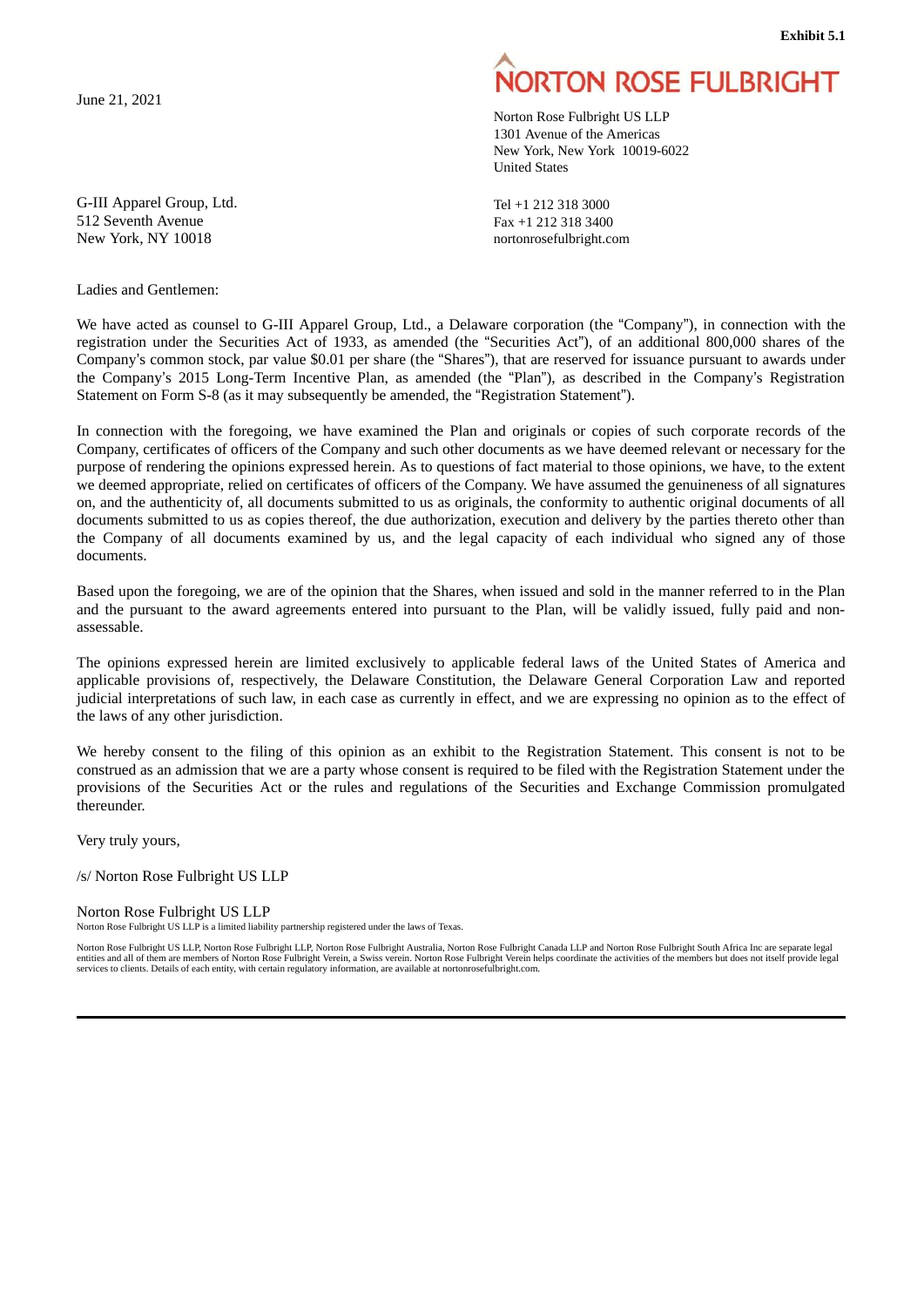**Exhibit 5.1**

June 21, 2021

**NORTON ROSE FULBRIGHT**

Norton Rose Fulbright US LLP
1301 Avenue of the Americas
New York, New York 10019-6022
United States

Tel +1 212 318 3000
Fax +1 212 318 3400
nortonrosefulbright.com

G-III Apparel Group, Ltd.
512 Seventh Avenue
New York, NY 10018

Ladies and Gentlemen:

We have acted as counsel to G-III Apparel Group, Ltd., a Delaware corporation (the "Company"), in connection with the registration under the Securities Act of 1933, as amended (the "Securities Act"), of an additional 800,000 shares of the Company's common stock, par value $0.01 per share (the "Shares"), that are reserved for issuance pursuant to awards under the Company's 2015 Long-Term Incentive Plan, as amended (the "Plan"), as described in the Company's Registration Statement on Form S-8 (as it may subsequently be amended, the "Registration Statement").

In connection with the foregoing, we have examined the Plan and originals or copies of such corporate records of the Company, certificates of officers of the Company and such other documents as we have deemed relevant or necessary for the purpose of rendering the opinions expressed herein. As to questions of fact material to those opinions, we have, to the extent we deemed appropriate, relied on certificates of officers of the Company. We have assumed the genuineness of all signatures on, and the authenticity of, all documents submitted to us as originals, the conformity to authentic original documents of all documents submitted to us as copies thereof, the due authorization, execution and delivery by the parties thereto other than the Company of all documents examined by us, and the legal capacity of each individual who signed any of those documents.

Based upon the foregoing, we are of the opinion that the Shares, when issued and sold in the manner referred to in the Plan and the pursuant to the award agreements entered into pursuant to the Plan, will be validly issued, fully paid and non-assessable.

The opinions expressed herein are limited exclusively to applicable federal laws of the United States of America and applicable provisions of, respectively, the Delaware Constitution, the Delaware General Corporation Law and reported judicial interpretations of such law, in each case as currently in effect, and we are expressing no opinion as to the effect of the laws of any other jurisdiction.

We hereby consent to the filing of this opinion as an exhibit to the Registration Statement. This consent is not to be construed as an admission that we are a party whose consent is required to be filed with the Registration Statement under the provisions of the Securities Act or the rules and regulations of the Securities and Exchange Commission promulgated thereunder.

Very truly yours,

/s/ Norton Rose Fulbright US LLP

Norton Rose Fulbright US LLP

Norton Rose Fulbright US LLP is a limited liability partnership registered under the laws of Texas.

Norton Rose Fulbright US LLP, Norton Rose Fulbright LLP, Norton Rose Fulbright Australia, Norton Rose Fulbright Canada LLP and Norton Rose Fulbright South Africa Inc are separate legal entities and all of them are members of Norton Rose Fulbright Verein, a Swiss verein. Norton Rose Fulbright Verein helps coordinate the activities of the members but does not itself provide legal services to clients. Details of each entity, with certain regulatory information, are available at nortonrosefulbright.com.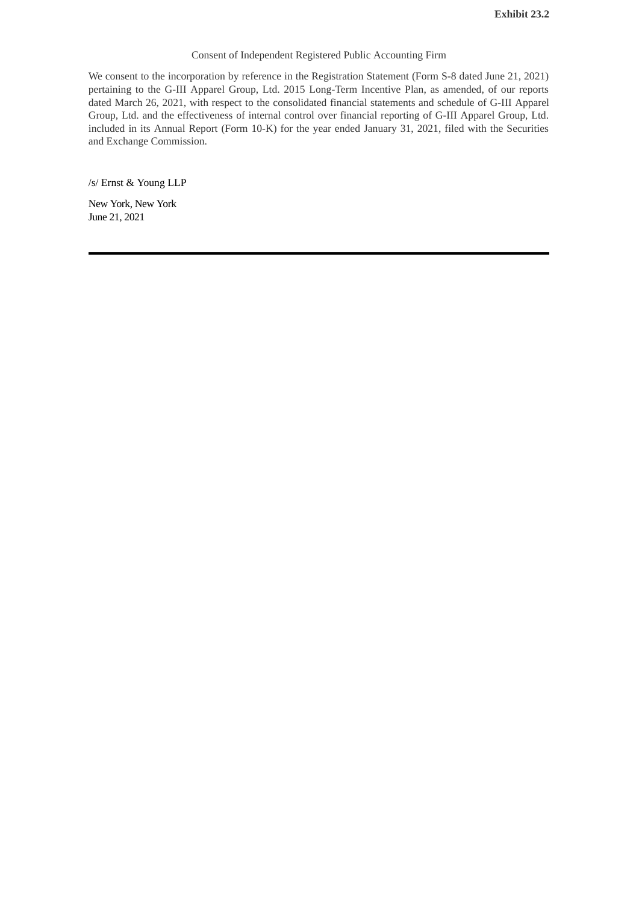**Exhibit 23.2**

Consent of Independent Registered Public Accounting Firm

We consent to the incorporation by reference in the Registration Statement (Form S-8 dated June 21, 2021) pertaining to the G-III Apparel Group, Ltd. 2015 Long-Term Incentive Plan, as amended, of our reports dated March 26, 2021, with respect to the consolidated financial statements and schedule of G-III Apparel Group, Ltd. and the effectiveness of internal control over financial reporting of G-III Apparel Group, Ltd. included in its Annual Report (Form 10-K) for the year ended January 31, 2021, filed with the Securities and Exchange Commission.

/s/ Ernst & Young LLP

New York, New York
June 21, 2021